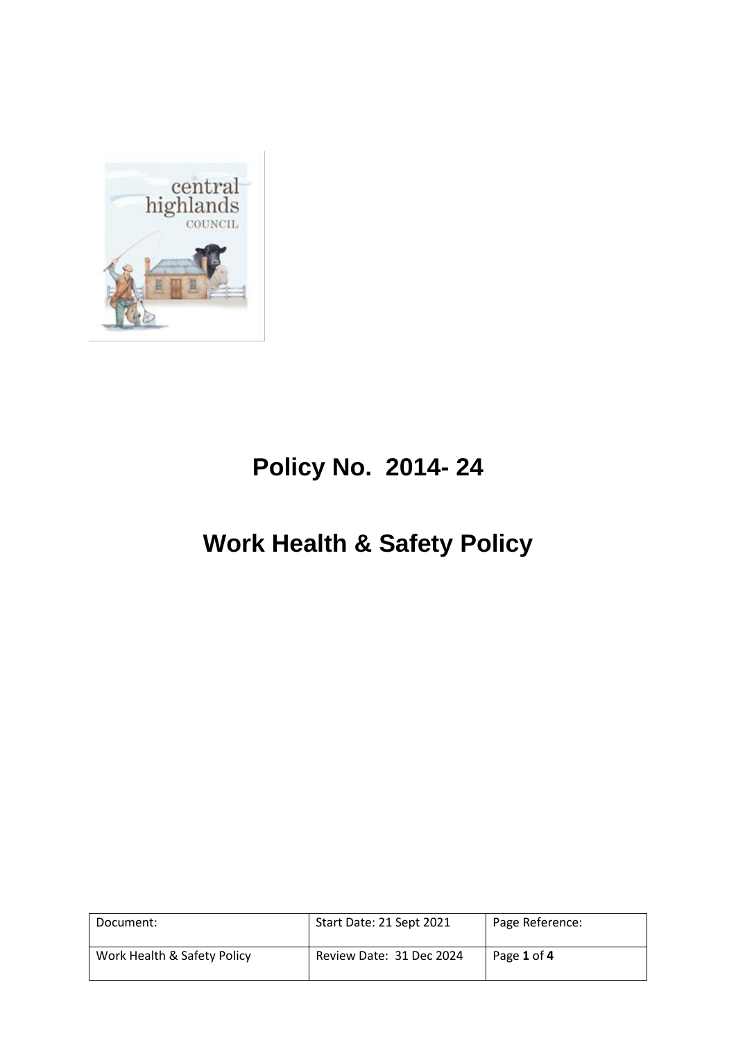# Policy No. 2014- 24

# Work Health & Safety Policy

| Document: | Start Date: 21 Sept 2021 | Page Reference: |
|---|---|---|
| Work Health & Safety Policy | Review Date: 31 Dec 2024 | Page **1** of **4** |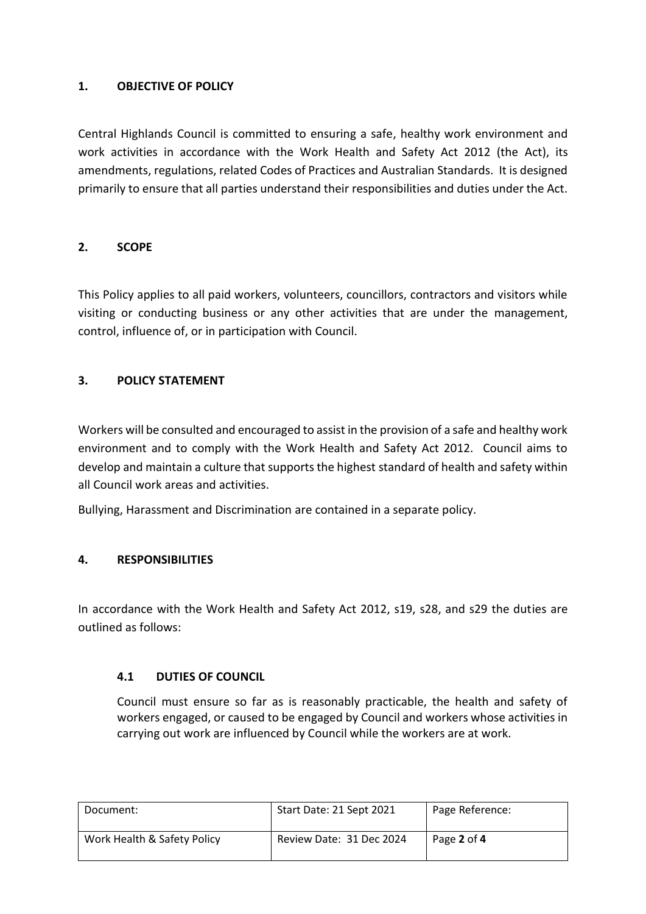## 1. OBJECTIVE OF POLICY

Central Highlands Council is committed to ensuring a safe, healthy work environment and work activities in accordance with the Work Health and Safety Act 2012 (the Act), its amendments, regulations, related Codes of Practices and Australian Standards. It is designed primarily to ensure that all parties understand their responsibilities and duties under the Act.

## 2. SCOPE

This Policy applies to all paid workers, volunteers, councillors, contractors and visitors while visiting or conducting business or any other activities that are under the management, control, influence of, or in participation with Council.

## 3. POLICY STATEMENT

Workers will be consulted and encouraged to assist in the provision of a safe and healthy work environment and to comply with the Work Health and Safety Act 2012. Council aims to develop and maintain a culture that supports the highest standard of health and safety within all Council work areas and activities.

Bullying, Harassment and Discrimination are contained in a separate policy.

## 4. RESPONSIBILITIES

In accordance with the Work Health and Safety Act 2012, s19, s28, and s29 the duties are outlined as follows:

### 4.1 DUTIES OF COUNCIL

Council must ensure so far as is reasonably practicable, the health and safety of workers engaged, or caused to be engaged by Council and workers whose activities in carrying out work are influenced by Council while the workers are at work.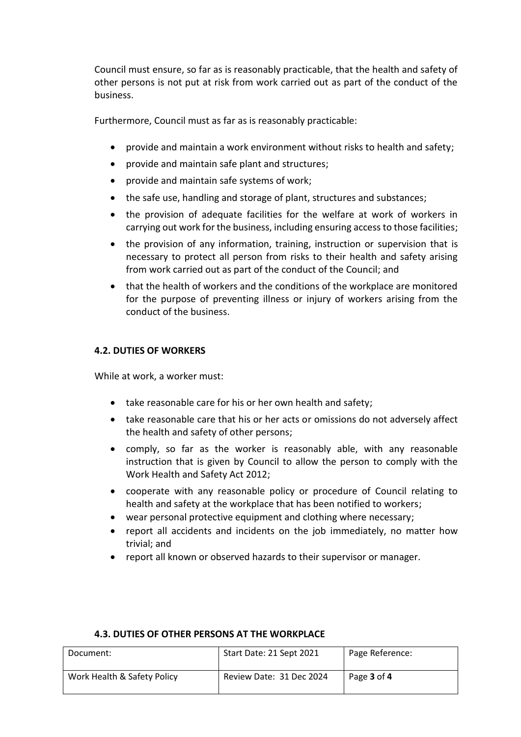Council must ensure, so far as is reasonably practicable, that the health and safety of other persons is not put at risk from work carried out as part of the conduct of the business.

Furthermore, Council must as far as is reasonably practicable:

- provide and maintain a work environment without risks to health and safety;
- provide and maintain safe plant and structures;
- provide and maintain safe systems of work;
- the safe use, handling and storage of plant, structures and substances;
- the provision of adequate facilities for the welfare at work of workers in carrying out work for the business, including ensuring access to those facilities;
- the provision of any information, training, instruction or supervision that is necessary to protect all person from risks to their health and safety arising from work carried out as part of the conduct of the Council; and
- that the health of workers and the conditions of the workplace are monitored for the purpose of preventing illness or injury of workers arising from the conduct of the business.

### 4.2. DUTIES OF WORKERS

While at work, a worker must:

- take reasonable care for his or her own health and safety;
- take reasonable care that his or her acts or omissions do not adversely affect the health and safety of other persons;
- comply, so far as the worker is reasonably able, with any reasonable instruction that is given by Council to allow the person to comply with the Work Health and Safety Act 2012;
- cooperate with any reasonable policy or procedure of Council relating to health and safety at the workplace that has been notified to workers;
- wear personal protective equipment and clothing where necessary;
- report all accidents and incidents on the job immediately, no matter how trivial; and
- report all known or observed hazards to their supervisor or manager.

### 4.3. DUTIES OF OTHER PERSONS AT THE WORKPLACE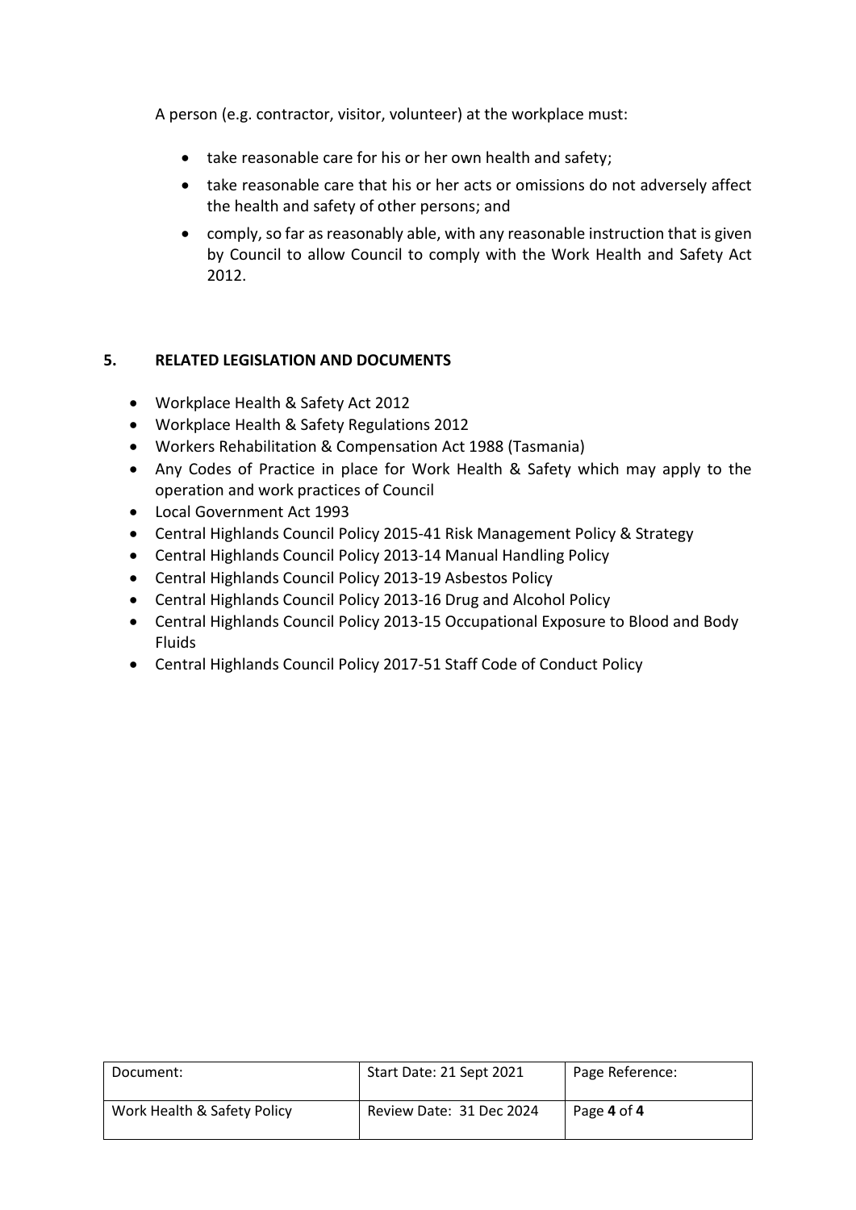A person (e.g. contractor, visitor, volunteer) at the workplace must:

- take reasonable care for his or her own health and safety;
- take reasonable care that his or her acts or omissions do not adversely affect the health and safety of other persons; and
- comply, so far as reasonably able, with any reasonable instruction that is given by Council to allow Council to comply with the Work Health and Safety Act 2012.

## 5. RELATED LEGISLATION AND DOCUMENTS

- Workplace Health & Safety Act 2012
- Workplace Health & Safety Regulations 2012
- Workers Rehabilitation & Compensation Act 1988 (Tasmania)
- Any Codes of Practice in place for Work Health & Safety which may apply to the operation and work practices of Council
- Local Government Act 1993
- Central Highlands Council Policy 2015-41 Risk Management Policy & Strategy
- Central Highlands Council Policy 2013-14 Manual Handling Policy
- Central Highlands Council Policy 2013-19 Asbestos Policy
- Central Highlands Council Policy 2013-16 Drug and Alcohol Policy
- Central Highlands Council Policy 2013-15 Occupational Exposure to Blood and Body Fluids
- Central Highlands Council Policy 2017-51 Staff Code of Conduct Policy